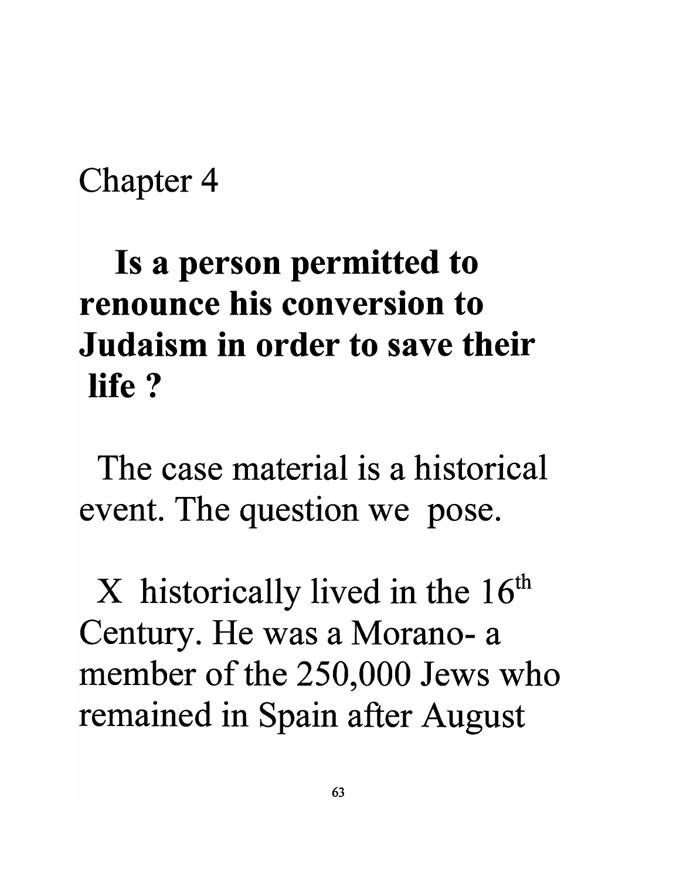Chapter 4

# Is a person permitted to renounce his conversion to Judaism in order to save their life ?

The case material is a historical event. The question we pose.

X historically lived in the 16th Century. He was a Morano- a member of the 250,000 Jews who remained in Spain after August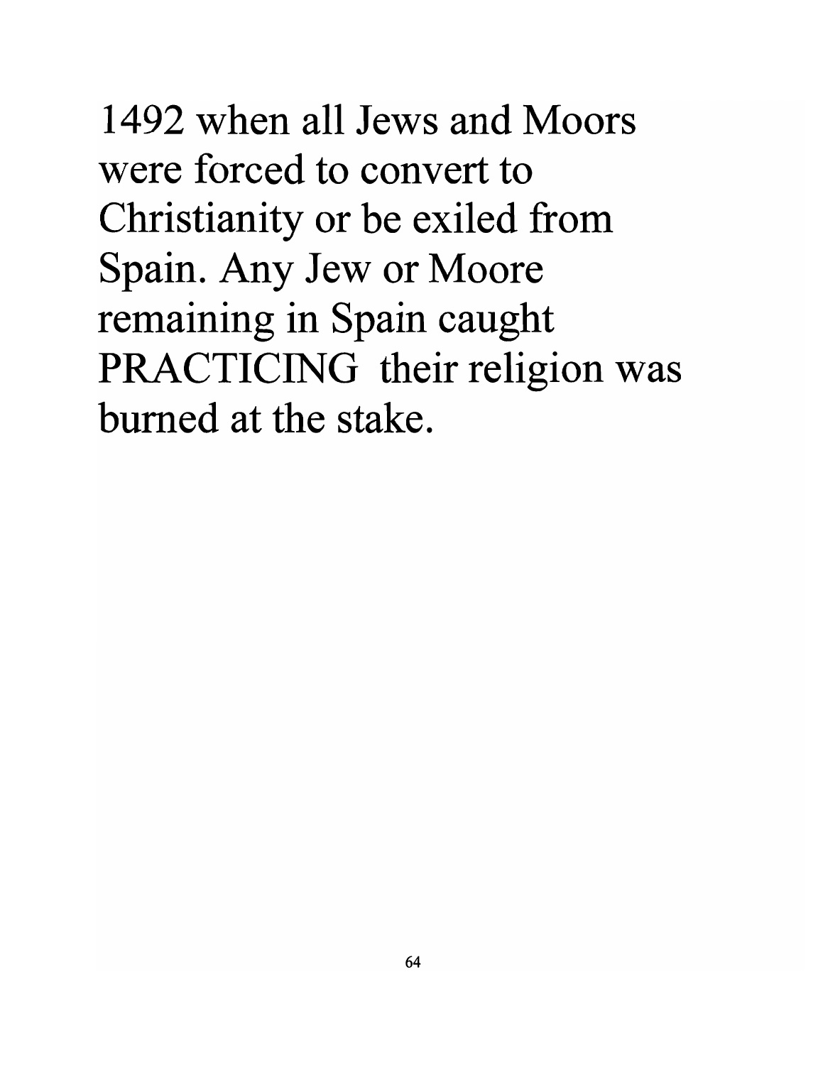1492 when all Jews and Moors were forced to convert to Christianity or be exiled from Spain. Any Jew or Moore remaining in Spain caught PRACTICING their religion was burned at the stake.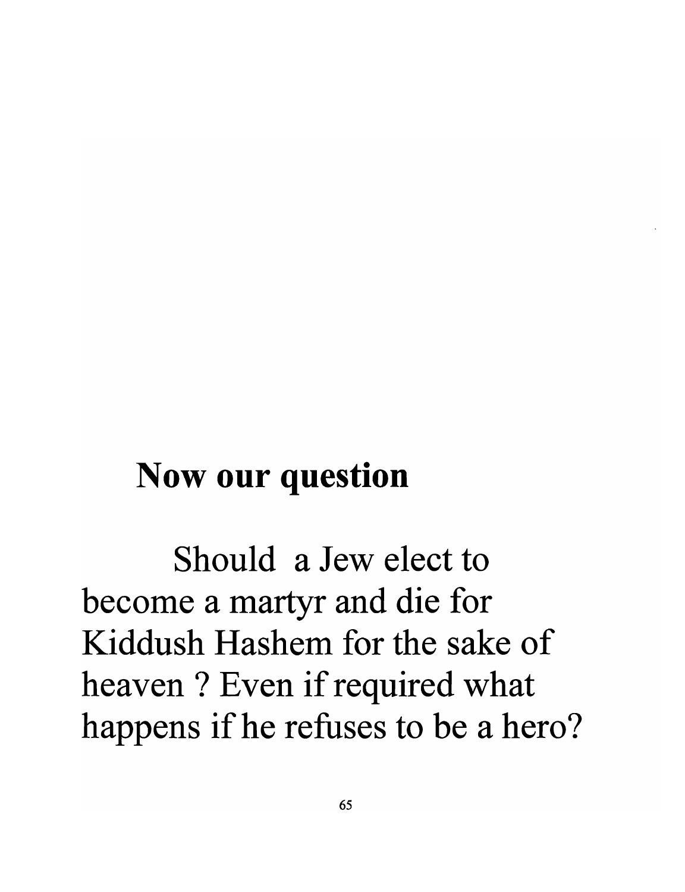## Now our question

Should a Jew elect to become a martyr and die for Kiddush Hashem for the sake of heaven ? Even if required what happens if he refuses to be a hero?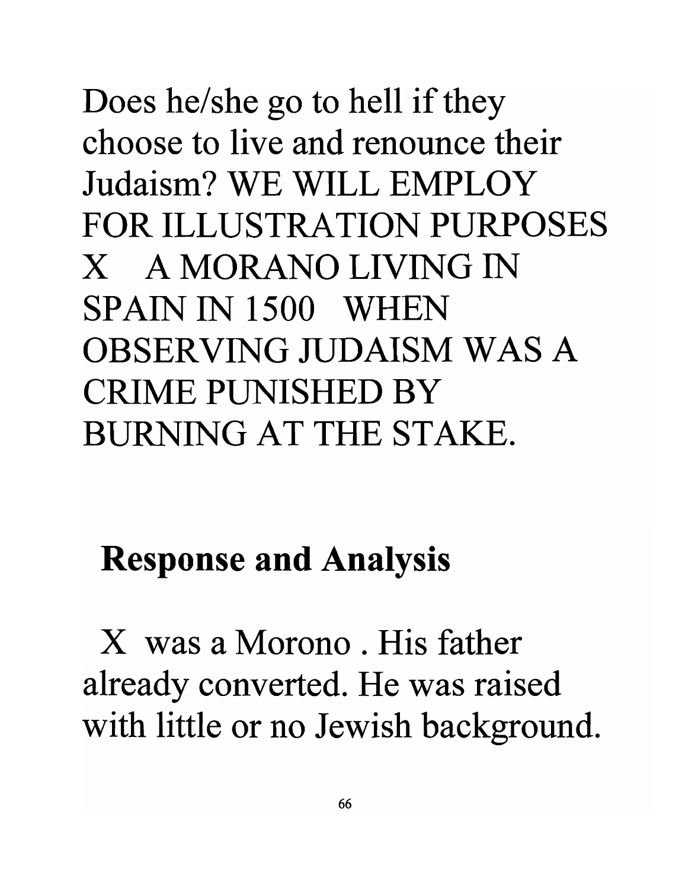Does he/she go to hell if they choose to live and renounce their Judaism? WE WILL EMPLOY FOR ILLUSTRATION PURPOSES X A MORANO LIVING IN SPAIN IN 1500 WHEN OBSERVING JUDAISM WAS A CRIME PUNISHED BY BURNING AT THE STAKE.

## Response and Analysis

X was a Morono . His father already converted. He was raised with little or no Jewish background.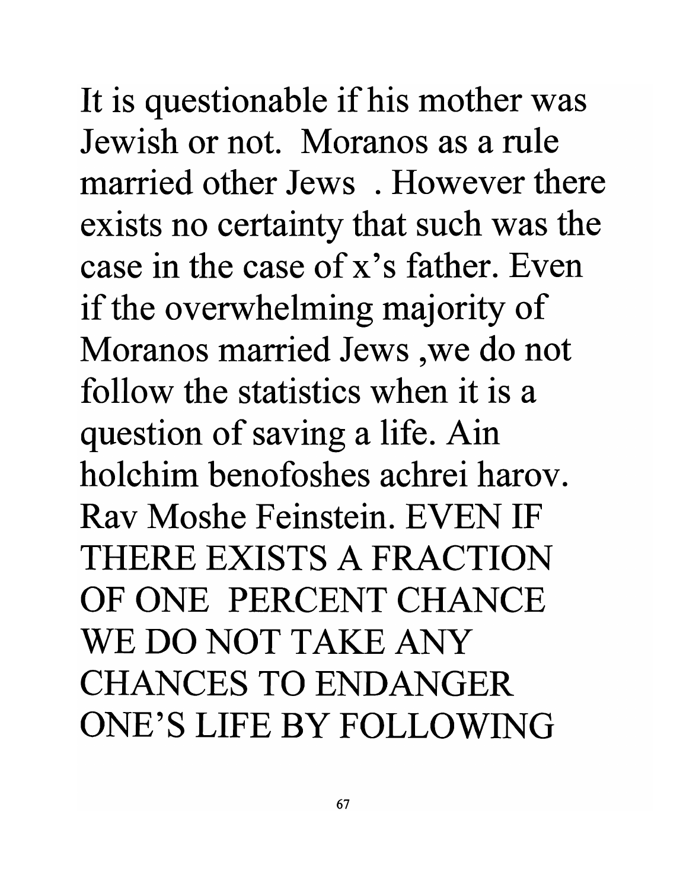It is questionable if his mother was Jewish or not. Moranos as a rule married other Jews . However there exists no certainty that such was the case in the case of x's father. Even if the overwhelming majority of Moranos married Jews ,we do not follow the statistics when it is a question of saving a life. Ain holchim benofoshes achrei harov. Rav Moshe Feinstein. EVEN IF THERE EXISTS A FRACTION OF ONE PERCENT CHANCE WE DO NOT TAKE ANY CHANCES TO ENDANGER ONE'S LIFE BY FOLLOWING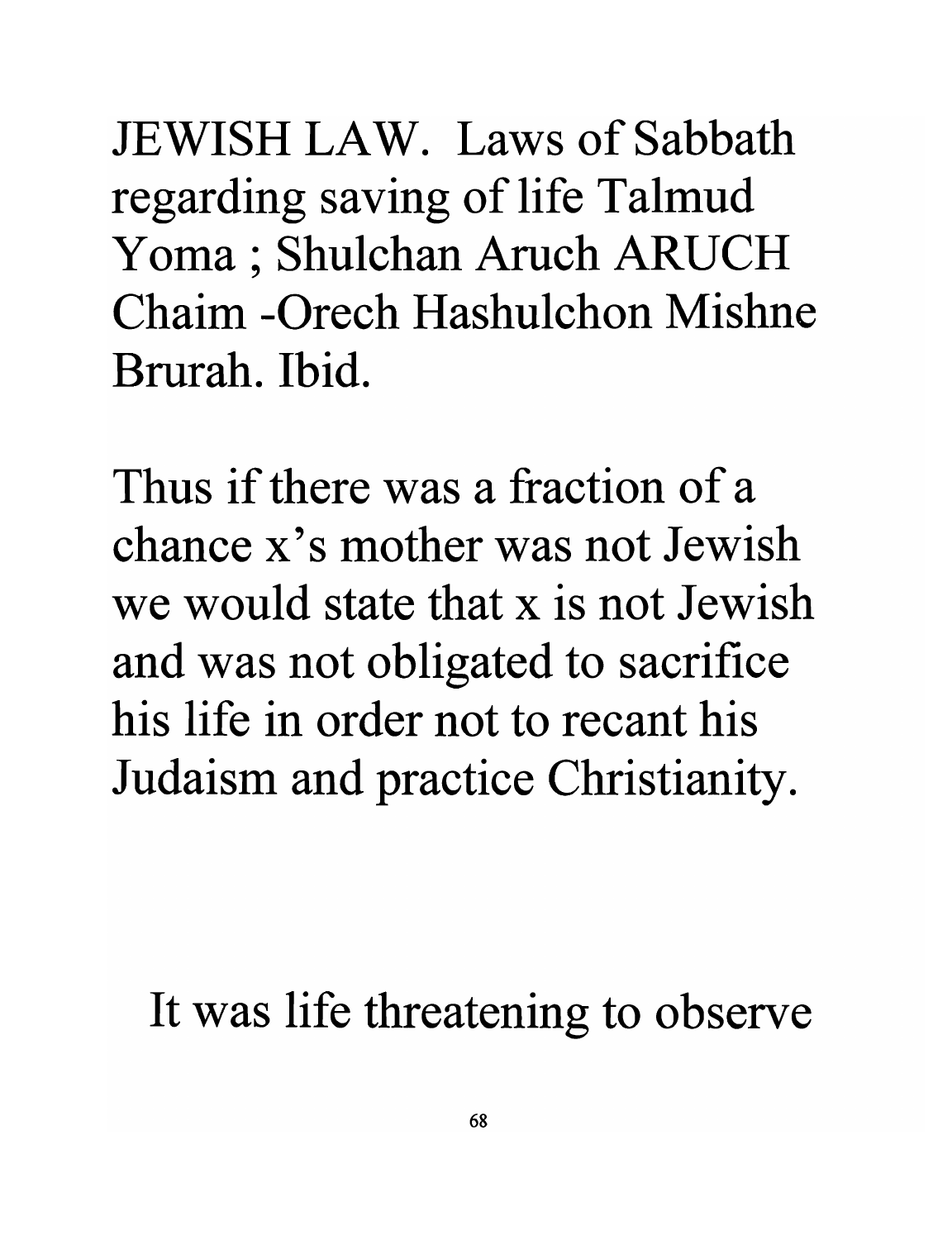JEWISH LAW. Laws of Sabbath regarding saving of life Talmud Yoma ; Shulchan Aruch ARUCH Chaim -Orech Hashulchon Mishne Brurah. Ibid.

Thus if there was a fraction of a chance x's mother was not Jewish we would state that x is not Jewish and was not obligated to sacrifice his life in order not to recant his Judaism and practice Christianity.

It was life threatening to observe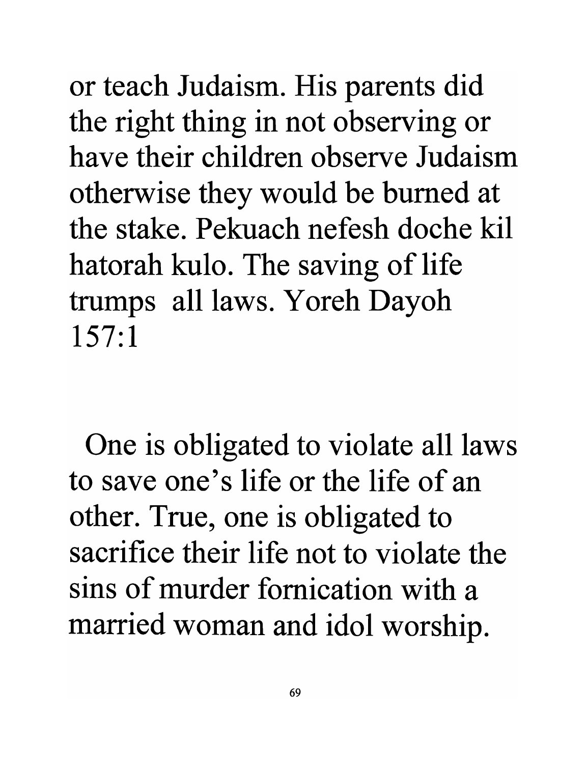or teach Judaism. His parents did the right thing in not observing or have their children observe Judaism otherwise they would be burned at the stake. Pekuach nefesh doche kil hatorah kulo. The saving of life trumps all laws. Yoreh Dayoh 157:1

One is obligated to violate all laws to save one's life or the life of an other. True, one is obligated to sacrifice their life not to violate the sins of murder fornication with a married woman and idol worship.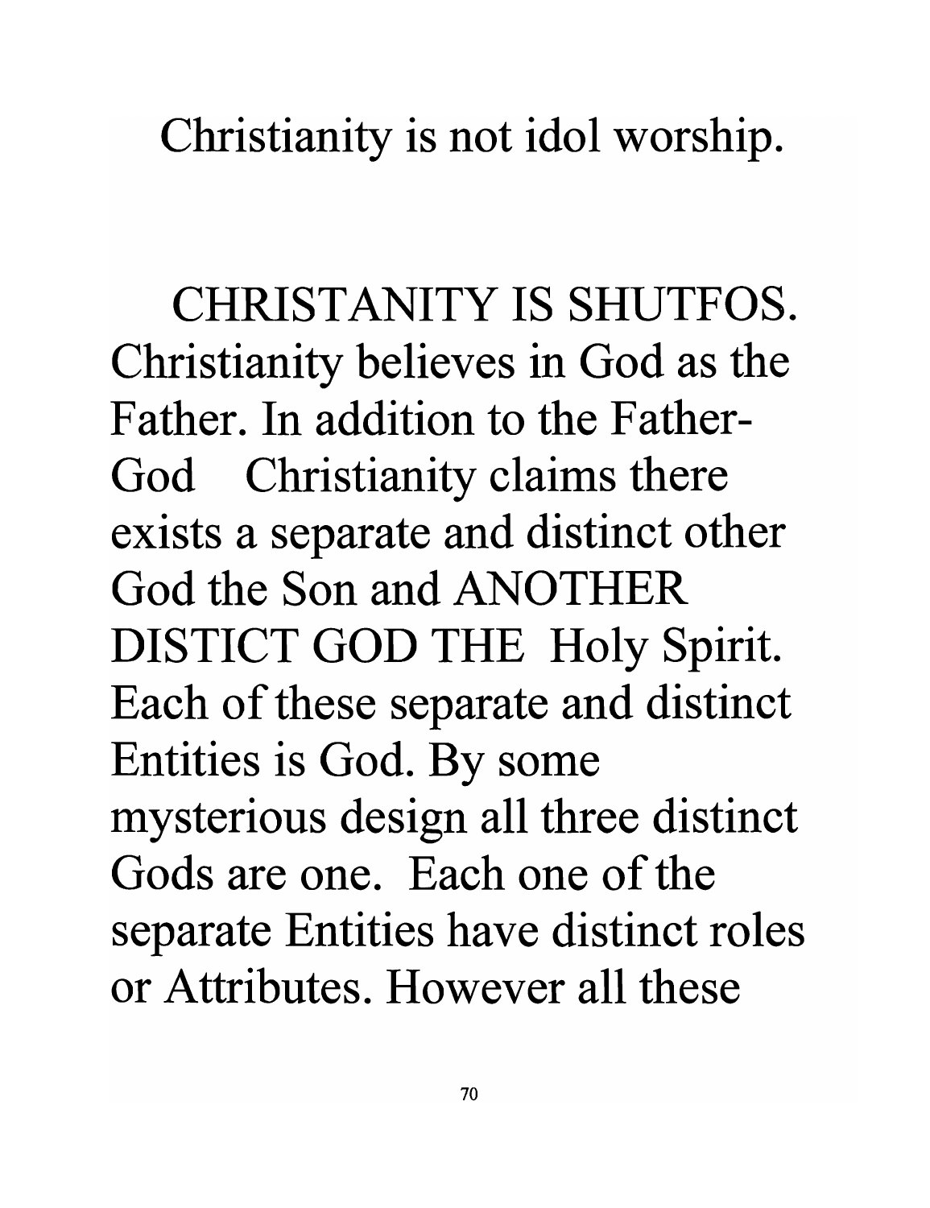Christianity is not idol worship.

CHRISTANITY IS SHUTFOS. Christianity believes in God as the Father. In addition to the Father-God Christianity claims there exists a separate and distinct other God the Son and ANOTHER DISTICT GOD THE Holy Spirit. Each of these separate and distinct Entities is God. By some mysterious design all three distinct Gods are one. Each one of the separate Entities have distinct roles or Attributes. However all these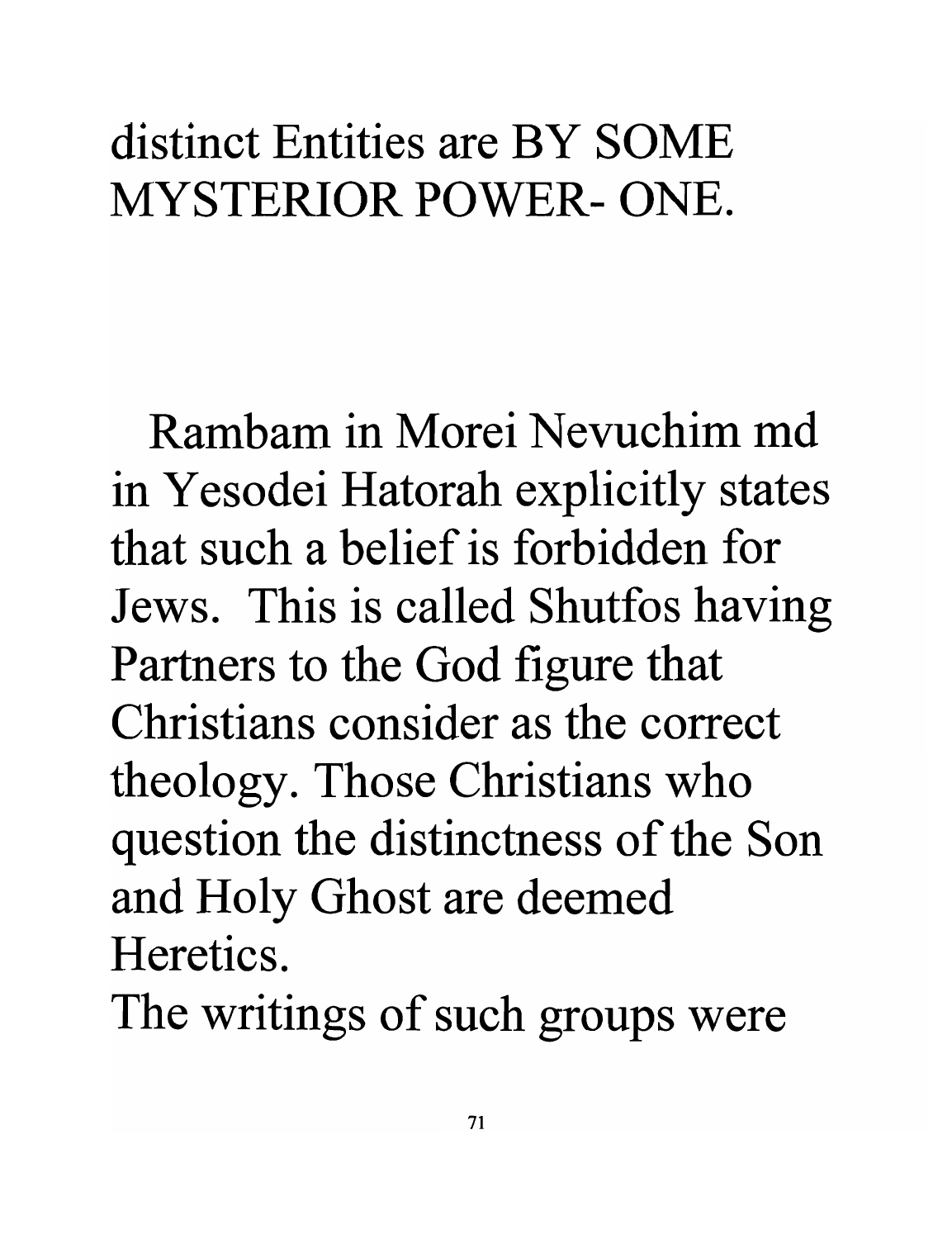distinct Entities are BY SOME MYSTERIOR POWER- ONE.

Rambam in Morei Nevuchim md in Yesodei Hatorah explicitly states that such a belief is forbidden for Jews. This is called Shutfos having Partners to the God figure that Christians consider as the correct theology. Those Christians who question the distinctness of the Son and Holy Ghost are deemed Heretics.

The writings of such groups were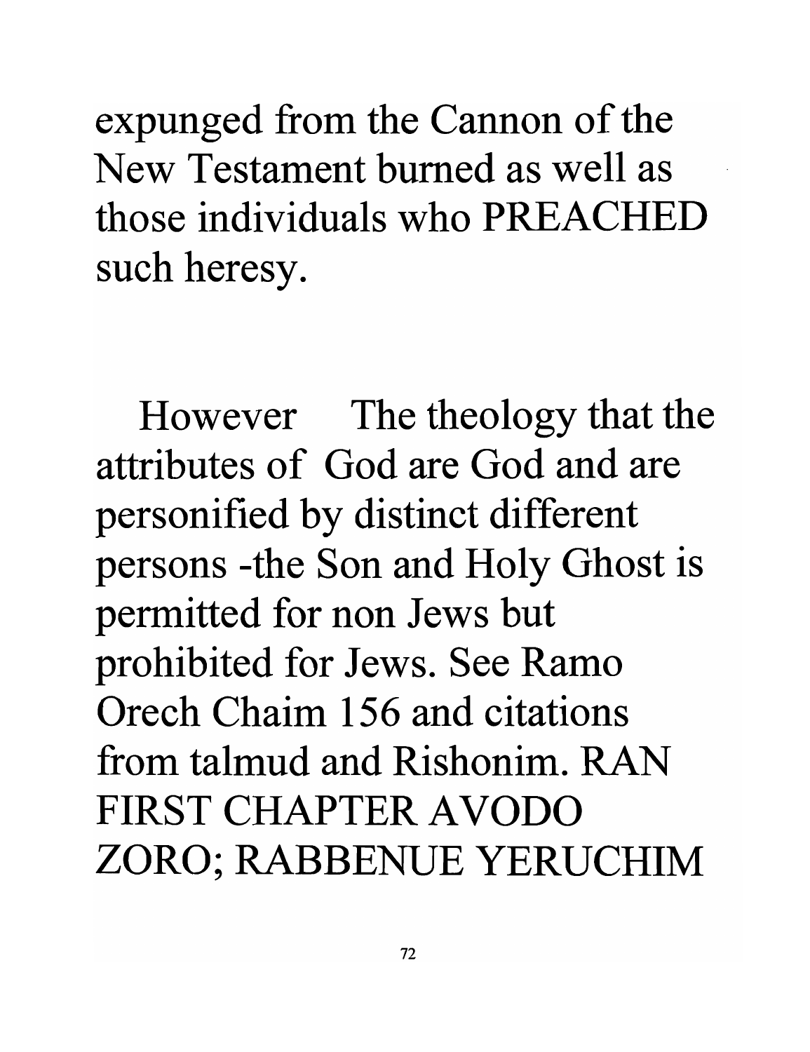expunged from the Cannon of the New Testament burned as well as those individuals who PREACHED such heresy.

However  The theology that the attributes of God are God and are personified by distinct different persons -the Son and Holy Ghost is permitted for non Jews but prohibited for Jews. See Ramo Orech Chaim 156 and citations from talmud and Rishonim. RAN FIRST CHAPTER AVODO ZORO; RABBENUE YERUCHIM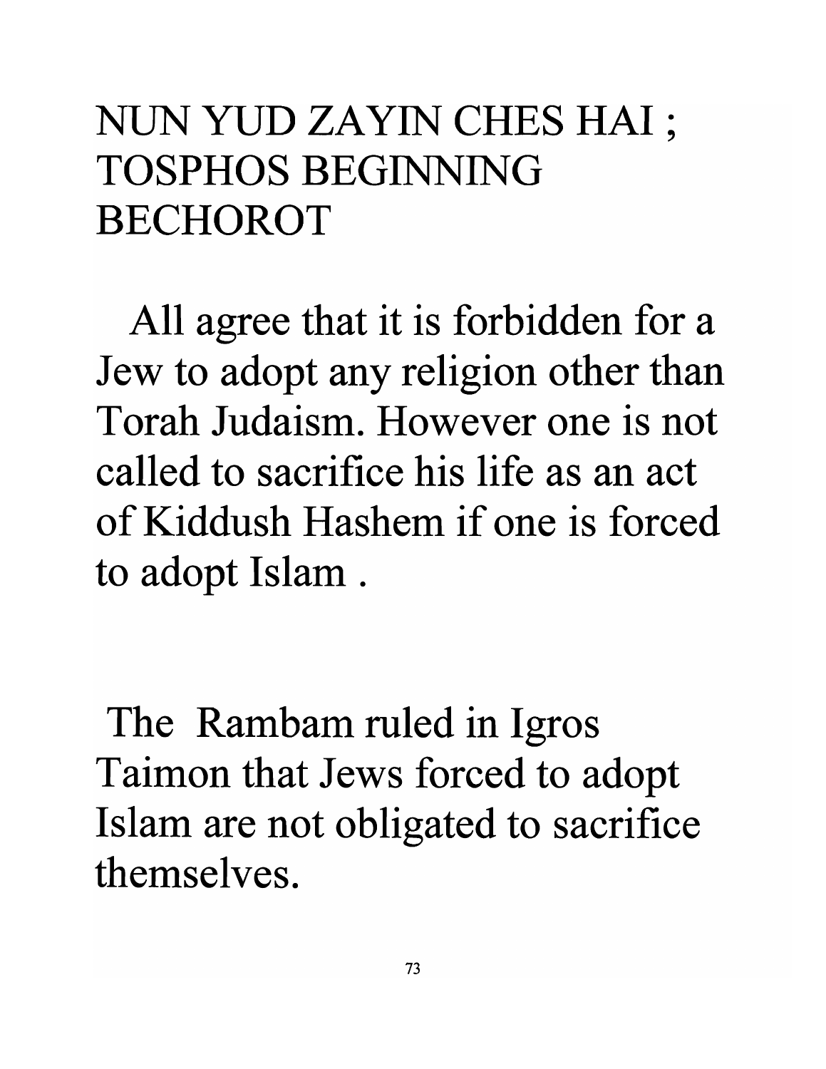# NUN YUD ZAYIN CHES HAI ; TOSPHOS BEGINNING BECHOROT

All agree that it is forbidden for a Jew to adopt any religion other than Torah Judaism. However one is not called to sacrifice his life as an act of Kiddush Hashem if one is forced to adopt Islam .

The Rambam ruled in Igros Taimon that Jews forced to adopt Islam are not obligated to sacrifice themselves.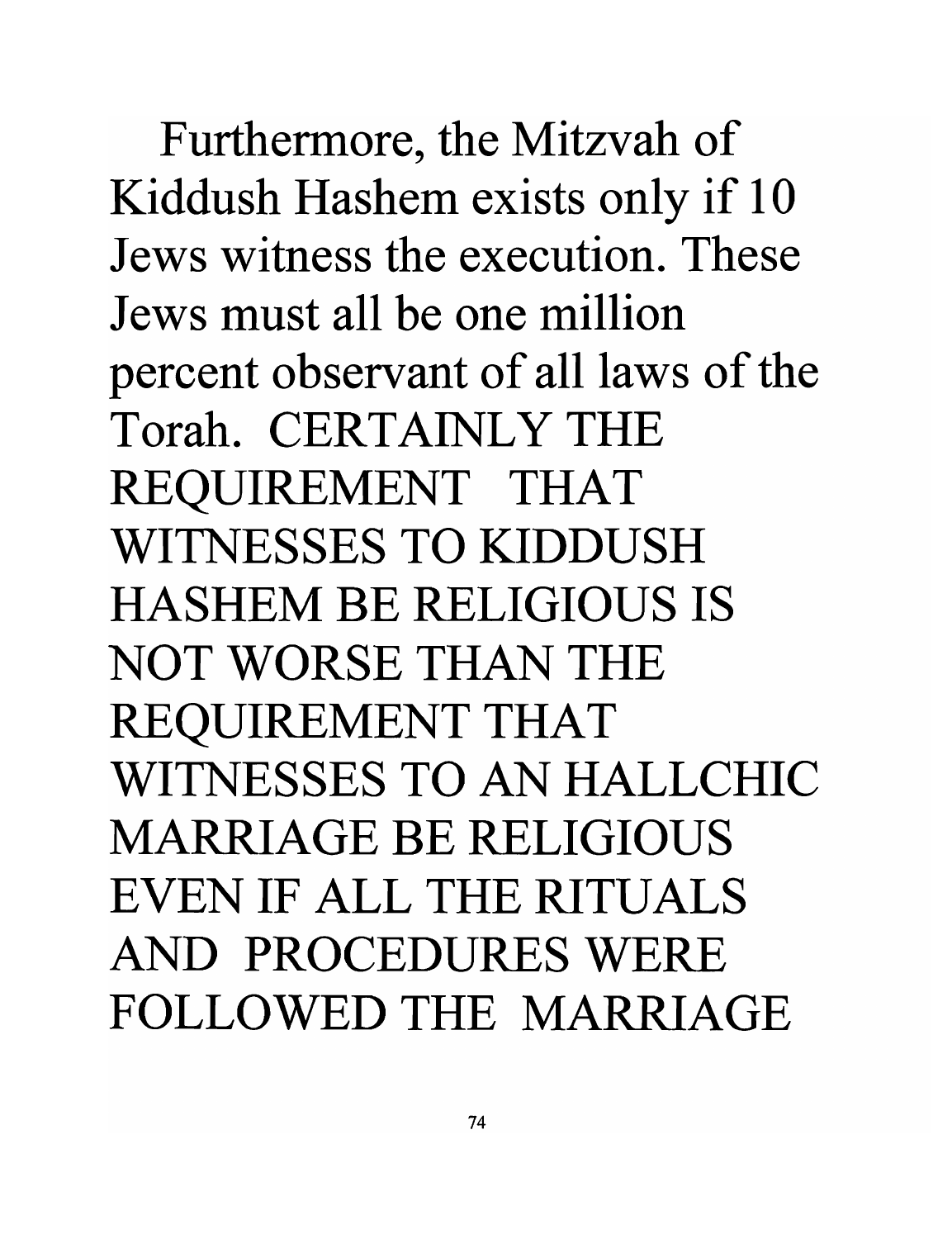Furthermore, the Mitzvah of Kiddush Hashem exists only if 10 Jews witness the execution. These Jews must all be one million percent observant of all laws of the Torah. CERTAINLY THE REQUIREMENT THAT WITNESSES TO KIDDUSH HASHEM BE RELIGIOUS IS NOT WORSE THAN THE REQUIREMENT THAT WITNESSES TO AN HALLCHIC MARRIAGE BE RELIGIOUS EVEN IF ALL THE RITUALS AND PROCEDURES WERE FOLLOWED THE MARRIAGE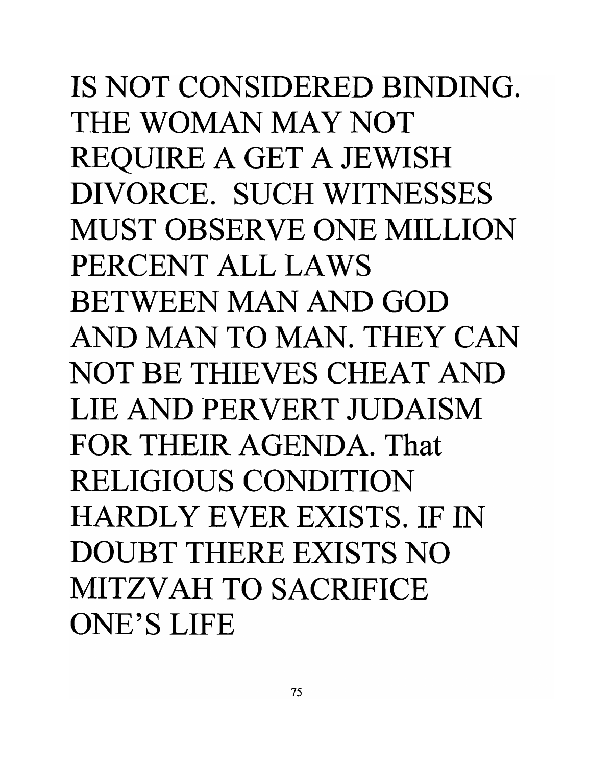IS NOT CONSIDERED BINDING. THE WOMAN MAY NOT REQUIRE A GET A JEWISH DIVORCE. SUCH WITNESSES MUST OBSERVE ONE MILLION PERCENT ALL LAWS BETWEEN MAN AND GOD AND MAN TO MAN. THEY CAN NOT BE THIEVES CHEAT AND LIE AND PERVERT JUDAISM FOR THEIR AGENDA. That RELIGIOUS CONDITION HARDLY EVER EXISTS. IF IN DOUBT THERE EXISTS NO MITZVAH TO SACRIFICE ONE'S LIFE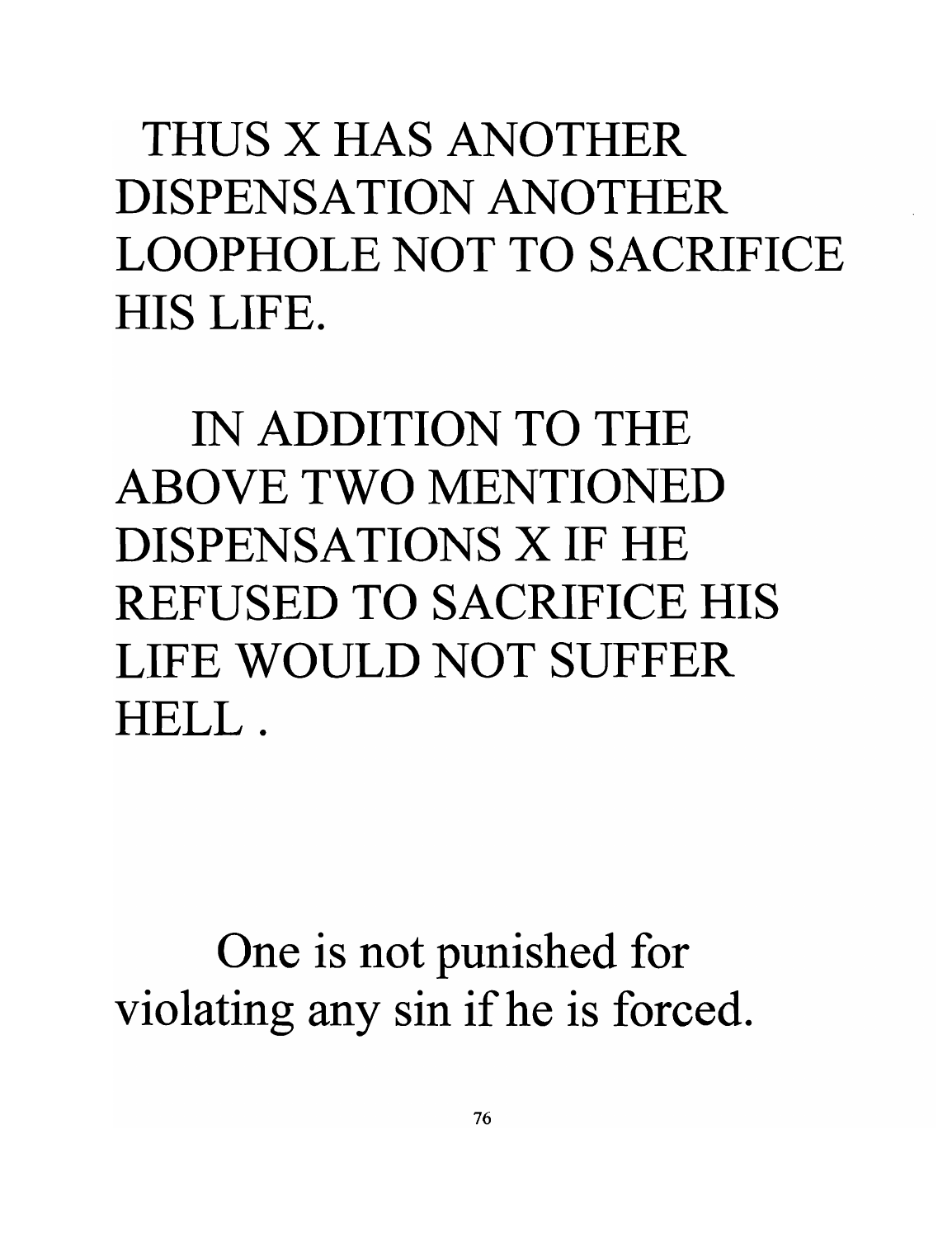THUS X HAS ANOTHER DISPENSATION ANOTHER LOOPHOLE NOT TO SACRIFICE HIS LIFE.

IN ADDITION TO THE ABOVE TWO MENTIONED DISPENSATIONS X IF HE REFUSED TO SACRIFICE HIS LIFE WOULD NOT SUFFER HELL .

One is not punished for violating any sin if he is forced.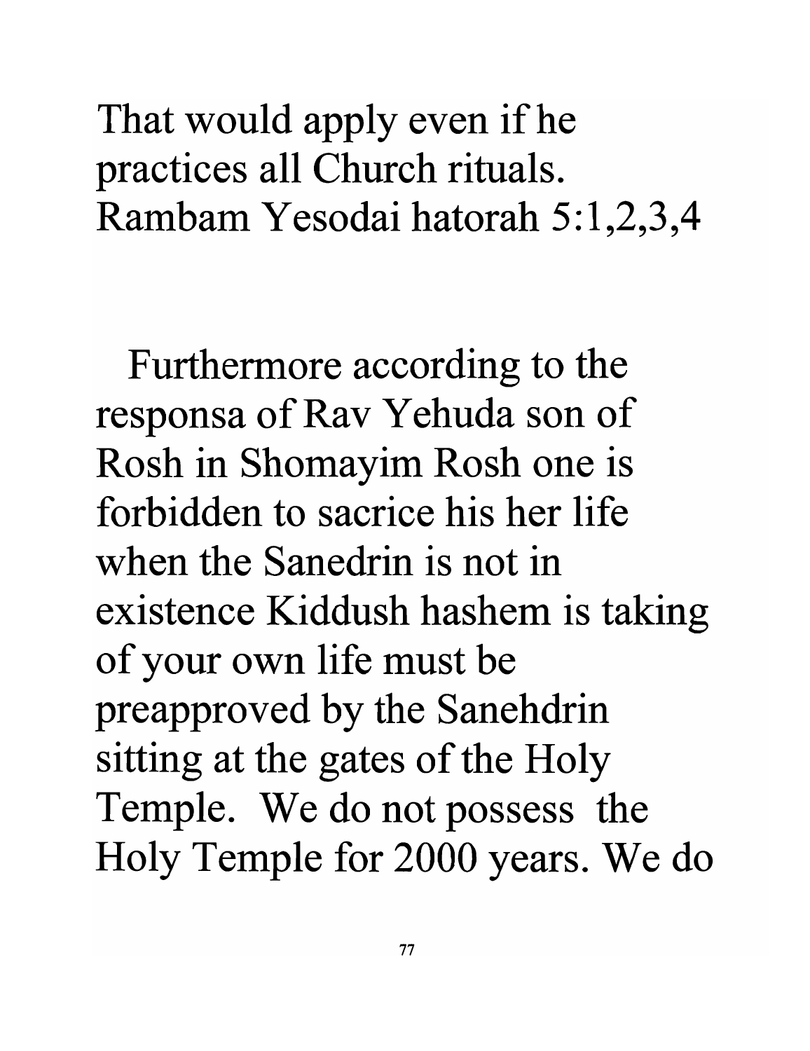That would apply even if he practices all Church rituals. Rambam Yesodai hatorah 5:1,2,3,4

Furthermore according to the responsa of Rav Yehuda son of Rosh in Shomayim Rosh one is forbidden to sacrice his her life when the Sanedrin is not in existence Kiddush hashem is taking of your own life must be preapproved by the Sanehdrin sitting at the gates of the Holy Temple. We do not possess the Holy Temple for 2000 years. We do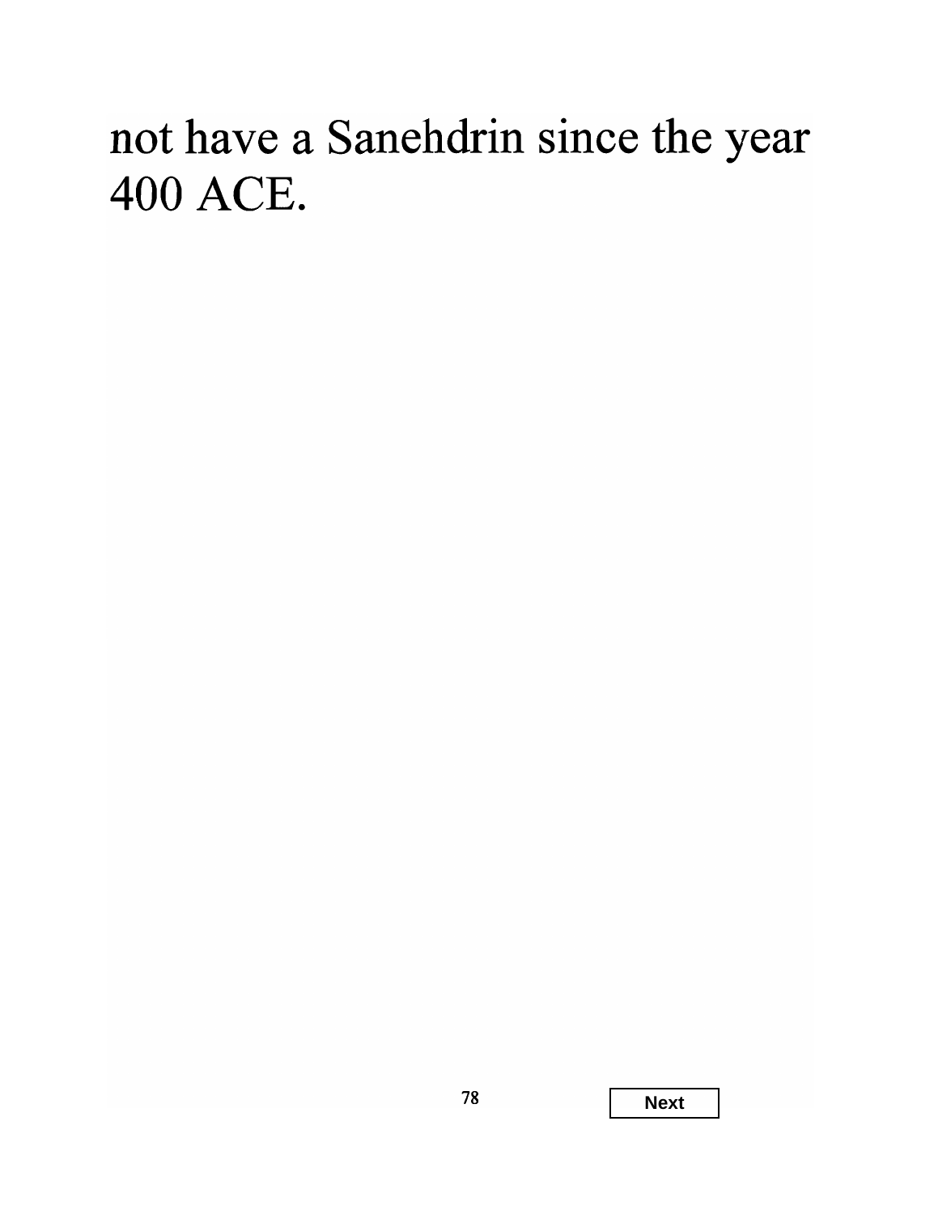not have a Sanehdrin since the year 400 ACE.